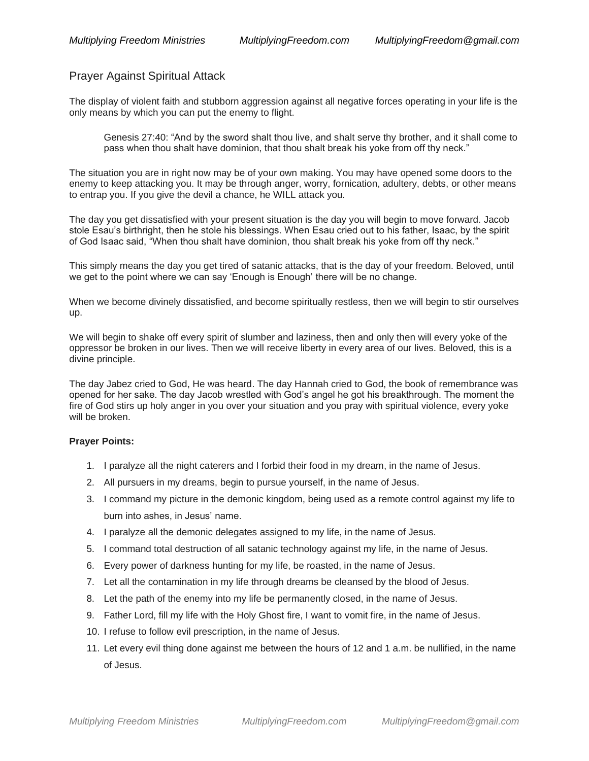# Prayer Against Spiritual Attack

The display of violent faith and stubborn aggression against all negative forces operating in your life is the only means by which you can put the enemy to flight.

> Genesis 27:40: "And by the sword shalt thou live, and shalt serve thy brother, and it shall come to pass when thou shalt have dominion, that thou shalt break his yoke from off thy neck."

The situation you are in right now may be of your own making. You may have opened some doors to the enemy to keep attacking you. It may be through anger, worry, fornication, adultery, debts, or other means to entrap you. If you give the devil a chance, he WILL attack you.

The day you get dissatisfied with your present situation is the day you will begin to move forward. Jacob stole Esau's birthright, then he stole his blessings. When Esau cried out to his father, Isaac, by the spirit of God Isaac said, "When thou shalt have dominion, thou shalt break his yoke from off thy neck."

This simply means the day you get tired of satanic attacks, that is the day of your freedom. Beloved, until we get to the point where we can say 'Enough is Enough' there will be no change.

When we become divinely dissatisfied, and become spiritually restless, then we will begin to stir ourselves up.

We will begin to shake off every spirit of slumber and laziness, then and only then will every yoke of the oppressor be broken in our lives. Then we will receive liberty in every area of our lives. Beloved, this is a divine principle.

The day Jabez cried to God, He was heard. The day Hannah cried to God, the book of remembrance was opened for her sake. The day Jacob wrestled with God's angel he got his breakthrough. The moment the fire of God stirs up holy anger in you over your situation and you pray with spiritual violence, every yoke will be broken.

**Prayer Points:**

1. I paralyze all the night caterers and I forbid their food in my dream, in the name of Jesus.
2. All pursuers in my dreams, begin to pursue yourself, in the name of Jesus.
3. I command my picture in the demonic kingdom, being used as a remote control against my life to burn into ashes, in Jesus' name.
4. I paralyze all the demonic delegates assigned to my life, in the name of Jesus.
5. I command total destruction of all satanic technology against my life, in the name of Jesus.
6. Every power of darkness hunting for my life, be roasted, in the name of Jesus.
7. Let all the contamination in my life through dreams be cleansed by the blood of Jesus.
8. Let the path of the enemy into my life be permanently closed, in the name of Jesus.
9. Father Lord, fill my life with the Holy Ghost fire, I want to vomit fire, in the name of Jesus.
10. I refuse to follow evil prescription, in the name of Jesus.
11. Let every evil thing done against me between the hours of 12 and 1 a.m. be nullified, in the name of Jesus.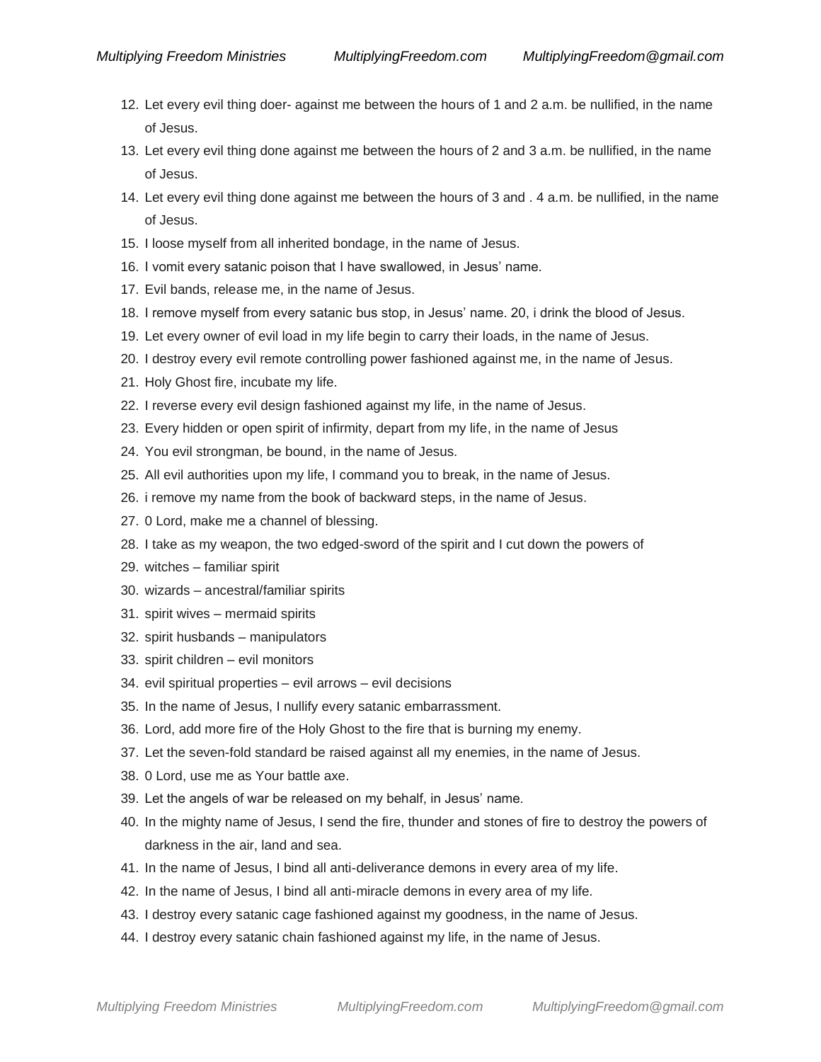12. Let every evil thing doer- against me between the hours of 1 and 2 a.m. be nullified, in the name of Jesus.
13. Let every evil thing done against me between the hours of 2 and 3 a.m. be nullified, in the name of Jesus.
14. Let every evil thing done against me between the hours of 3 and . 4 a.m. be nullified, in the name of Jesus.
15. I loose myself from all inherited bondage, in the name of Jesus.
16. I vomit every satanic poison that I have swallowed, in Jesus' name.
17. Evil bands, release me, in the name of Jesus.
18. I remove myself from every satanic bus stop, in Jesus' name. 20, i drink the blood of Jesus.
19. Let every owner of evil load in my life begin to carry their loads, in the name of Jesus.
20. I destroy every evil remote controlling power fashioned against me, in the name of Jesus.
21. Holy Ghost fire, incubate my life.
22. I reverse every evil design fashioned against my life, in the name of Jesus.
23. Every hidden or open spirit of infirmity, depart from my life, in the name of Jesus
24. You evil strongman, be bound, in the name of Jesus.
25. All evil authorities upon my life, I command you to break, in the name of Jesus.
26. i remove my name from the book of backward steps, in the name of Jesus.
27. 0 Lord, make me a channel of blessing.
28. I take as my weapon, the two edged-sword of the spirit and I cut down the powers of
29. witches – familiar spirit
30. wizards – ancestral/familiar spirits
31. spirit wives – mermaid spirits
32. spirit husbands – manipulators
33. spirit children – evil monitors
34. evil spiritual properties – evil arrows – evil decisions
35. In the name of Jesus, I nullify every satanic embarrassment.
36. Lord, add more fire of the Holy Ghost to the fire that is burning my enemy.
37. Let the seven-fold standard be raised against all my enemies, in the name of Jesus.
38. 0 Lord, use me as Your battle axe.
39. Let the angels of war be released on my behalf, in Jesus' name.
40. In the mighty name of Jesus, I send the fire, thunder and stones of fire to destroy the powers of darkness in the air, land and sea.
41. In the name of Jesus, I bind all anti-deliverance demons in every area of my life.
42. In the name of Jesus, I bind all anti-miracle demons in every area of my life.
43. I destroy every satanic cage fashioned against my goodness, in the name of Jesus.
44. I destroy every satanic chain fashioned against my life, in the name of Jesus.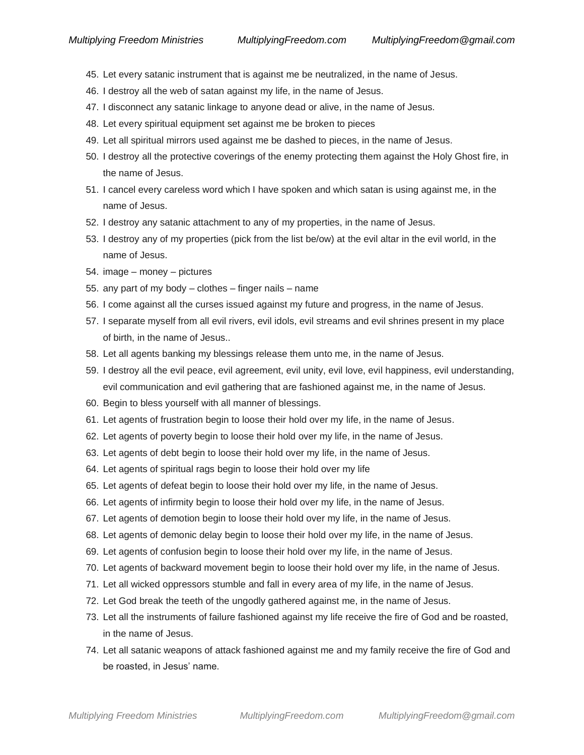45. Let every satanic instrument that is against me be neutralized, in the name of Jesus.
46. I destroy all the web of satan against my life, in the name of Jesus.
47. I disconnect any satanic linkage to anyone dead or alive, in the name of Jesus.
48. Let every spiritual equipment set against me be broken to pieces
49. Let all spiritual mirrors used against me be dashed to pieces, in the name of Jesus.
50. I destroy all the protective coverings of the enemy protecting them against the Holy Ghost fire, in the name of Jesus.
51. I cancel every careless word which I have spoken and which satan is using against me, in the name of Jesus.
52. I destroy any satanic attachment to any of my properties, in the name of Jesus.
53. I destroy any of my properties (pick from the list be/ow) at the evil altar in the evil world, in the name of Jesus.
54. image – money – pictures
55. any part of my body – clothes – finger nails – name
56. I come against all the curses issued against my future and progress, in the name of Jesus.
57. I separate myself from all evil rivers, evil idols, evil streams and evil shrines present in my place of birth, in the name of Jesus..
58. Let all agents banking my blessings release them unto me, in the name of Jesus.
59. I destroy all the evil peace, evil agreement, evil unity, evil love, evil happiness, evil understanding, evil communication and evil gathering that are fashioned against me, in the name of Jesus.
60. Begin to bless yourself with all manner of blessings.
61. Let agents of frustration begin to loose their hold over my life, in the name of Jesus.
62. Let agents of poverty begin to loose their hold over my life, in the name of Jesus.
63. Let agents of debt begin to loose their hold over my life, in the name of Jesus.
64. Let agents of spiritual rags begin to loose their hold over my life
65. Let agents of defeat begin to loose their hold over my life, in the name of Jesus.
66. Let agents of infirmity begin to loose their hold over my life, in the name of Jesus.
67. Let agents of demotion begin to loose their hold over my life, in the name of Jesus.
68. Let agents of demonic delay begin to loose their hold over my life, in the name of Jesus.
69. Let agents of confusion begin to loose their hold over my life, in the name of Jesus.
70. Let agents of backward movement begin to loose their hold over my life, in the name of Jesus.
71. Let all wicked oppressors stumble and fall in every area of my life, in the name of Jesus.
72. Let God break the teeth of the ungodly gathered against me, in the name of Jesus.
73. Let all the instruments of failure fashioned against my life receive the fire of God and be roasted, in the name of Jesus.
74. Let all satanic weapons of attack fashioned against me and my family receive the fire of God and be roasted, in Jesus' name.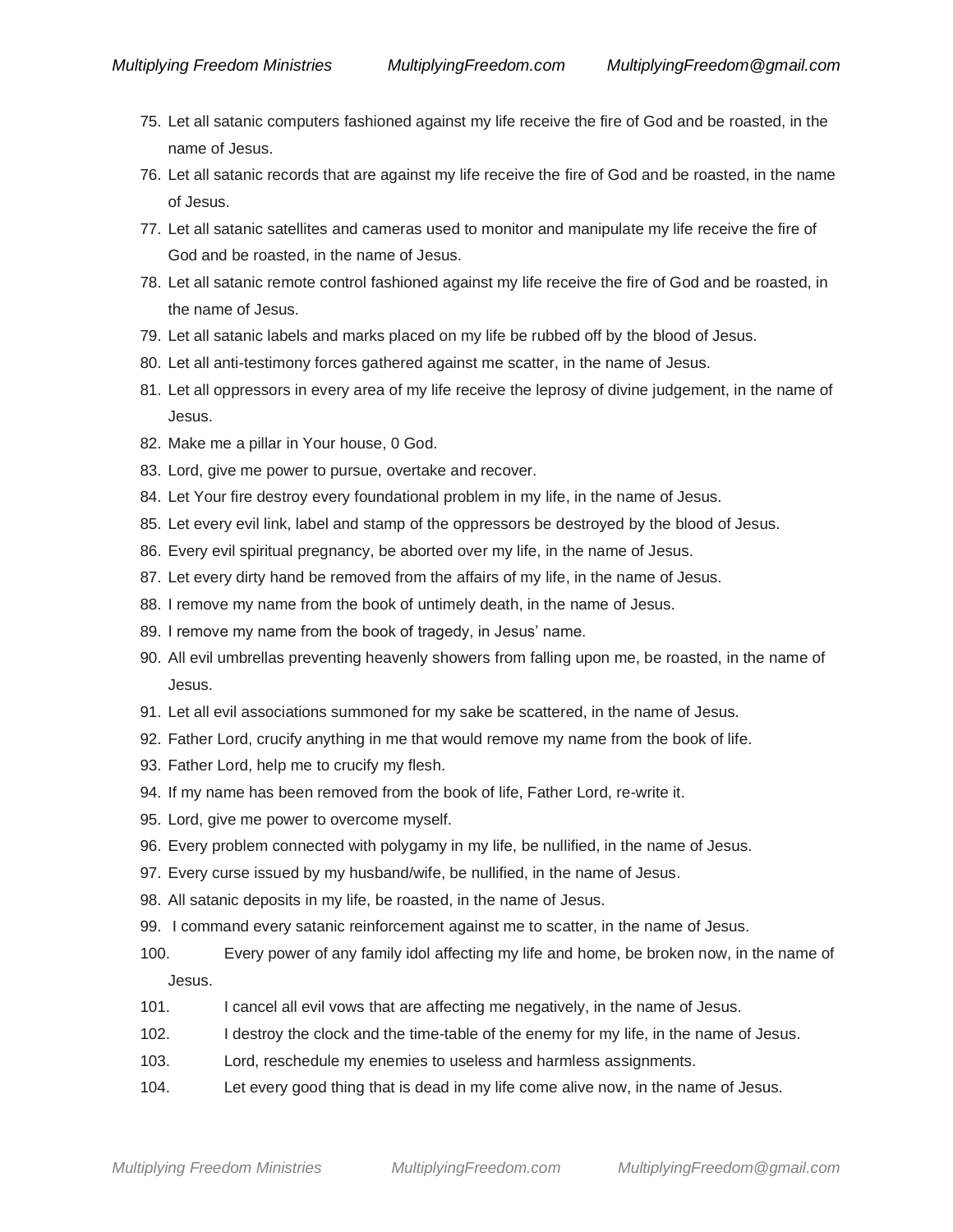75. Let all satanic computers fashioned against my life receive the fire of God and be roasted, in the name of Jesus.
76. Let all satanic records that are against my life receive the fire of God and be roasted, in the name of Jesus.
77. Let all satanic satellites and cameras used to monitor and manipulate my life receive the fire of God and be roasted, in the name of Jesus.
78. Let all satanic remote control fashioned against my life receive the fire of God and be roasted, in the name of Jesus.
79. Let all satanic labels and marks placed on my life be rubbed off by the blood of Jesus.
80. Let all anti-testimony forces gathered against me scatter, in the name of Jesus.
81. Let all oppressors in every area of my life receive the leprosy of divine judgement, in the name of Jesus.
82. Make me a pillar in Your house, 0 God.
83. Lord, give me power to pursue, overtake and recover.
84. Let Your fire destroy every foundational problem in my life, in the name of Jesus.
85. Let every evil link, label and stamp of the oppressors be destroyed by the blood of Jesus.
86. Every evil spiritual pregnancy, be aborted over my life, in the name of Jesus.
87. Let every dirty hand be removed from the affairs of my life, in the name of Jesus.
88. I remove my name from the book of untimely death, in the name of Jesus.
89. I remove my name from the book of tragedy, in Jesus' name.
90. All evil umbrellas preventing heavenly showers from falling upon me, be roasted, in the name of Jesus.
91. Let all evil associations summoned for my sake be scattered, in the name of Jesus.
92. Father Lord, crucify anything in me that would remove my name from the book of life.
93. Father Lord, help me to crucify my flesh.
94. If my name has been removed from the book of life, Father Lord, re-write it.
95. Lord, give me power to overcome myself.
96. Every problem connected with polygamy in my life, be nullified, in the name of Jesus.
97. Every curse issued by my husband/wife, be nullified, in the name of Jesus.
98. All satanic deposits in my life, be roasted, in the name of Jesus.
99. I command every satanic reinforcement against me to scatter, in the name of Jesus.
100. Every power of any family idol affecting my life and home, be broken now, in the name of Jesus.
101. I cancel all evil vows that are affecting me negatively, in the name of Jesus.
102. I destroy the clock and the time-table of the enemy for my life, in the name of Jesus.
103. Lord, reschedule my enemies to useless and harmless assignments.
104. Let every good thing that is dead in my life come alive now, in the name of Jesus.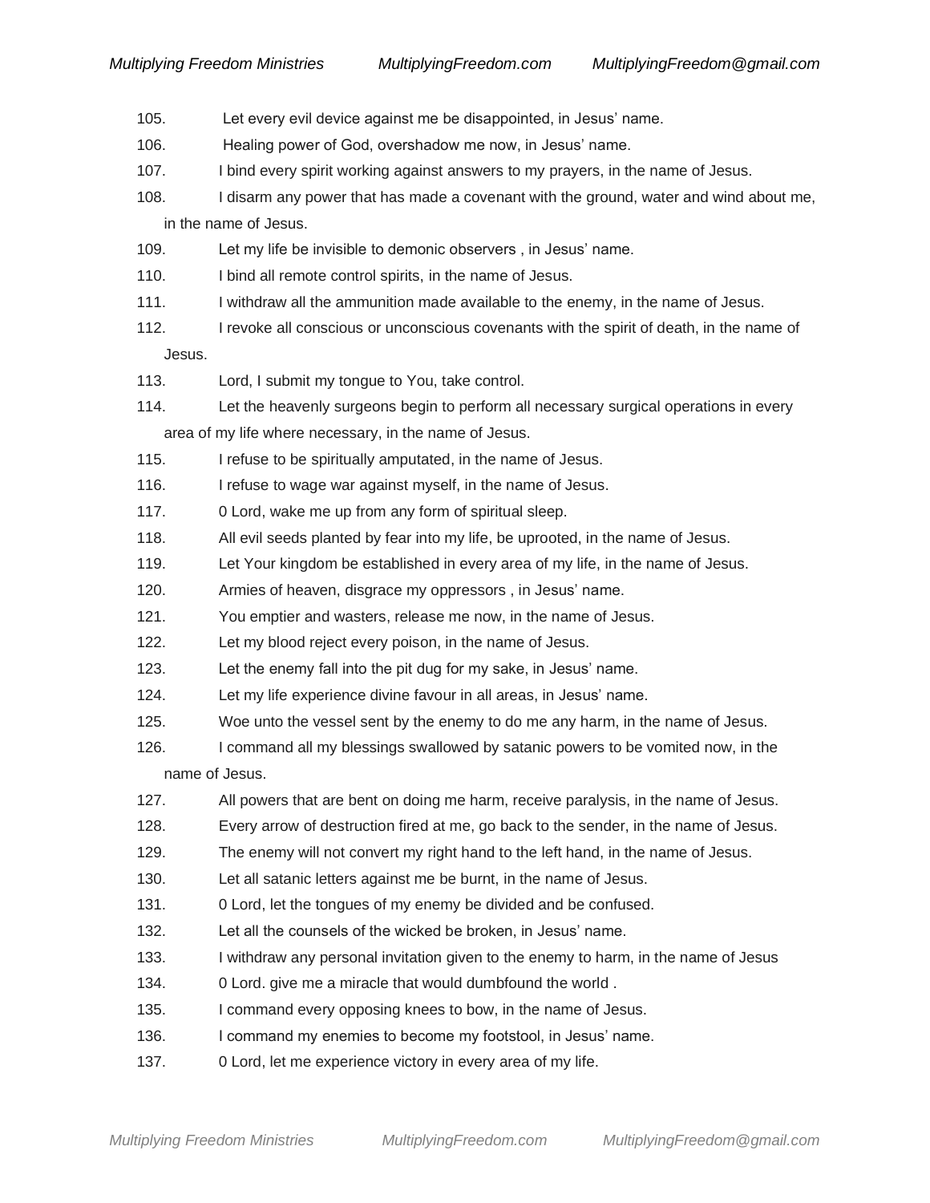105. Let every evil device against me be disappointed, in Jesus' name.
106. Healing power of God, overshadow me now, in Jesus' name.
107. I bind every spirit working against answers to my prayers, in the name of Jesus.
108. I disarm any power that has made a covenant with the ground, water and wind about me, in the name of Jesus.
109. Let my life be invisible to demonic observers , in Jesus' name.
110. I bind all remote control spirits, in the name of Jesus.
111. I withdraw all the ammunition made available to the enemy, in the name of Jesus.
112. I revoke all conscious or unconscious covenants with the spirit of death, in the name of Jesus.
113. Lord, I submit my tongue to You, take control.
114. Let the heavenly surgeons begin to perform all necessary surgical operations in every area of my life where necessary, in the name of Jesus.
115. I refuse to be spiritually amputated, in the name of Jesus.
116. I refuse to wage war against myself, in the name of Jesus.
117. 0 Lord, wake me up from any form of spiritual sleep.
118. All evil seeds planted by fear into my life, be uprooted, in the name of Jesus.
119. Let Your kingdom be established in every area of my life, in the name of Jesus.
120. Armies of heaven, disgrace my oppressors , in Jesus' name.
121. You emptier and wasters, release me now, in the name of Jesus.
122. Let my blood reject every poison, in the name of Jesus.
123. Let the enemy fall into the pit dug for my sake, in Jesus' name.
124. Let my life experience divine favour in all areas, in Jesus' name.
125. Woe unto the vessel sent by the enemy to do me any harm, in the name of Jesus.
126. I command all my blessings swallowed by satanic powers to be vomited now, in the name of Jesus.
127. All powers that are bent on doing me harm, receive paralysis, in the name of Jesus.
128. Every arrow of destruction fired at me, go back to the sender, in the name of Jesus.
129. The enemy will not convert my right hand to the left hand, in the name of Jesus.
130. Let all satanic letters against me be burnt, in the name of Jesus.
131. 0 Lord, let the tongues of my enemy be divided and be confused.
132. Let all the counsels of the wicked be broken, in Jesus' name.
133. I withdraw any personal invitation given to the enemy to harm, in the name of Jesus
134. 0 Lord. give me a miracle that would dumbfound the world .
135. I command every opposing knees to bow, in the name of Jesus.
136. I command my enemies to become my footstool, in Jesus' name.
137. 0 Lord, let me experience victory in every area of my life.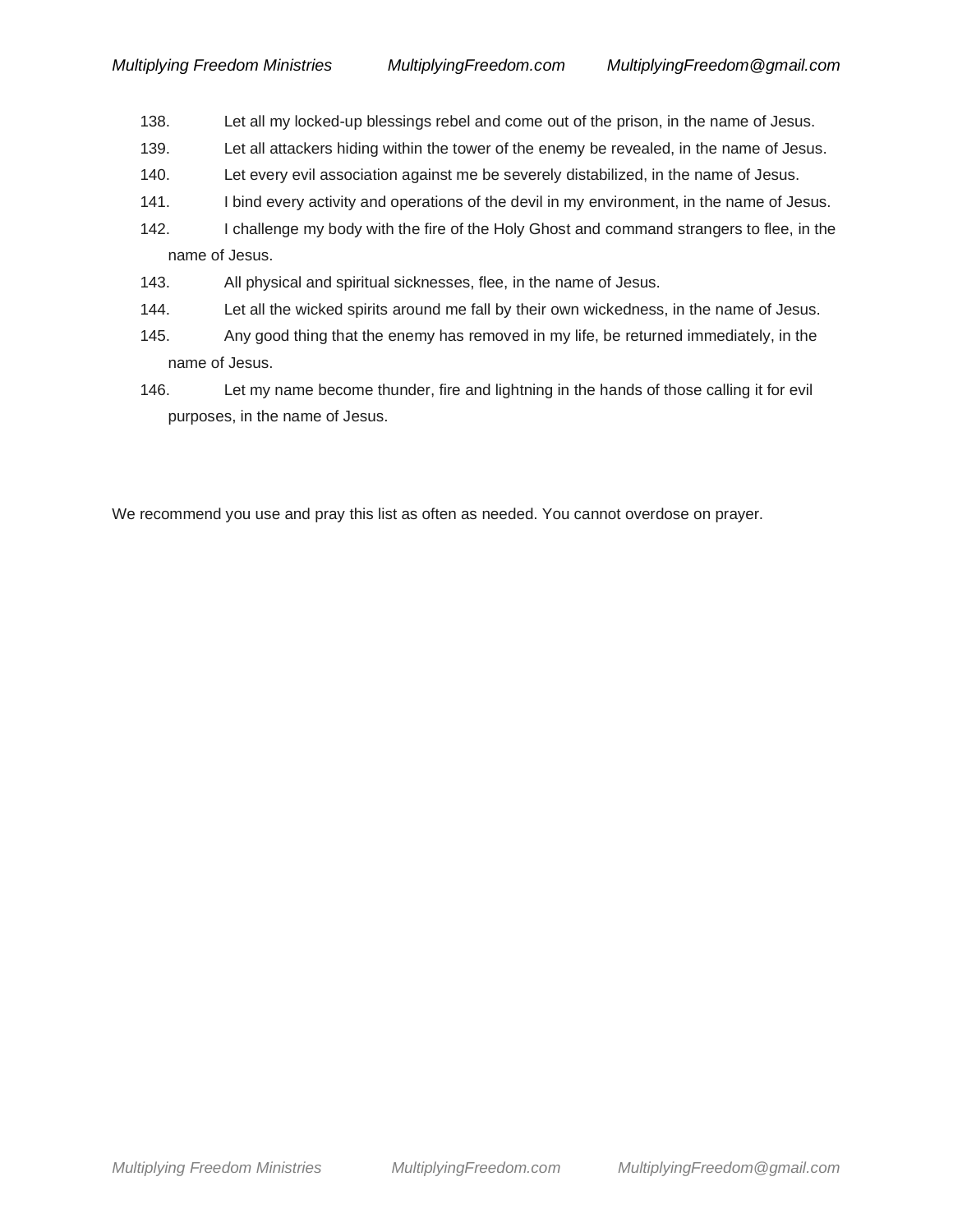138. Let all my locked-up blessings rebel and come out of the prison, in the name of Jesus.
139. Let all attackers hiding within the tower of the enemy be revealed, in the name of Jesus.
140. Let every evil association against me be severely distabilized, in the name of Jesus.
141. I bind every activity and operations of the devil in my environment, in the name of Jesus.
142. I challenge my body with the fire of the Holy Ghost and command strangers to flee, in the name of Jesus.
143. All physical and spiritual sicknesses, flee, in the name of Jesus.
144. Let all the wicked spirits around me fall by their own wickedness, in the name of Jesus.
145. Any good thing that the enemy has removed in my life, be returned immediately, in the name of Jesus.
146. Let my name become thunder, fire and lightning in the hands of those calling it for evil purposes, in the name of Jesus.

We recommend you use and pray this list as often as needed. You cannot overdose on prayer.